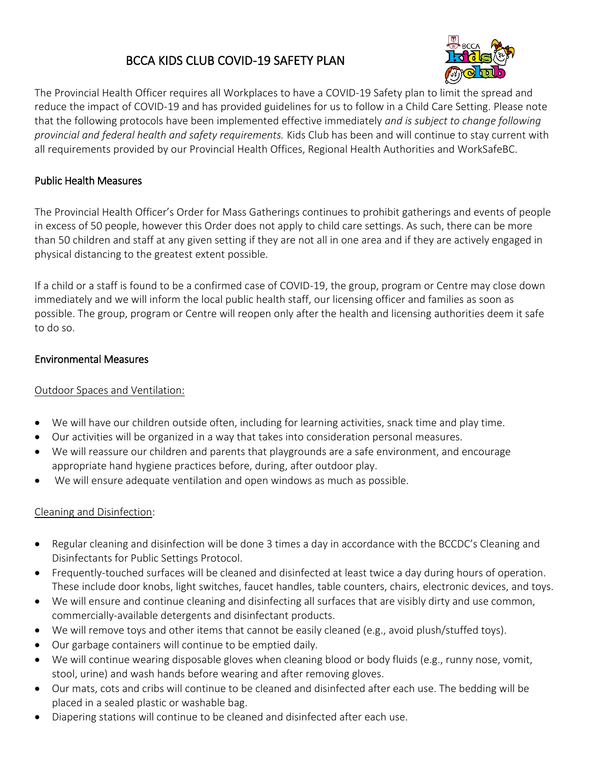# BCCA KIDS CLUB COVID-19 SAFETY PLAN

The Provincial Health Officer requires all Workplaces to have a COVID-19 Safety plan to limit the spread and reduce the impact of COVID-19 and has provided guidelines for us to follow in a Child Care Setting. Please note that the following protocols have been implemented effective immediately *and is subject to change following provincial and federal health and safety requirements.* Kids Club has been and will continue to stay current with all requirements provided by our Provincial Health Offices, Regional Health Authorities and WorkSafeBC.

## Public Health Measures

The Provincial Health Officer's Order for Mass Gatherings continues to prohibit gatherings and events of people in excess of 50 people, however this Order does not apply to child care settings. As such, there can be more than 50 children and staff at any given setting if they are not all in one area and if they are actively engaged in physical distancing to the greatest extent possible.

If a child or a staff is found to be a confirmed case of COVID-19, the group, program or Centre may close down immediately and we will inform the local public health staff, our licensing officer and families as soon as possible. The group, program or Centre will reopen only after the health and licensing authorities deem it safe to do so.

## Environmental Measures

### Outdoor Spaces and Ventilation:

- We will have our children outside often, including for learning activities, snack time and play time.
- Our activities will be organized in a way that takes into consideration personal measures.
- We will reassure our children and parents that playgrounds are a safe environment, and encourage appropriate hand hygiene practices before, during, after outdoor play.
- We will ensure adequate ventilation and open windows as much as possible.

### Cleaning and Disinfection:

- Regular cleaning and disinfection will be done 3 times a day in accordance with the BCCDC's Cleaning and Disinfectants for Public Settings Protocol.
- Frequently-touched surfaces will be cleaned and disinfected at least twice a day during hours of operation. These include door knobs, light switches, faucet handles, table counters, chairs, electronic devices, and toys.
- We will ensure and continue cleaning and disinfecting all surfaces that are visibly dirty and use common, commercially-available detergents and disinfectant products.
- We will remove toys and other items that cannot be easily cleaned (e.g., avoid plush/stuffed toys).
- Our garbage containers will continue to be emptied daily.
- We will continue wearing disposable gloves when cleaning blood or body fluids (e.g., runny nose, vomit, stool, urine) and wash hands before wearing and after removing gloves.
- Our mats, cots and cribs will continue to be cleaned and disinfected after each use. The bedding will be placed in a sealed plastic or washable bag.
- Diapering stations will continue to be cleaned and disinfected after each use.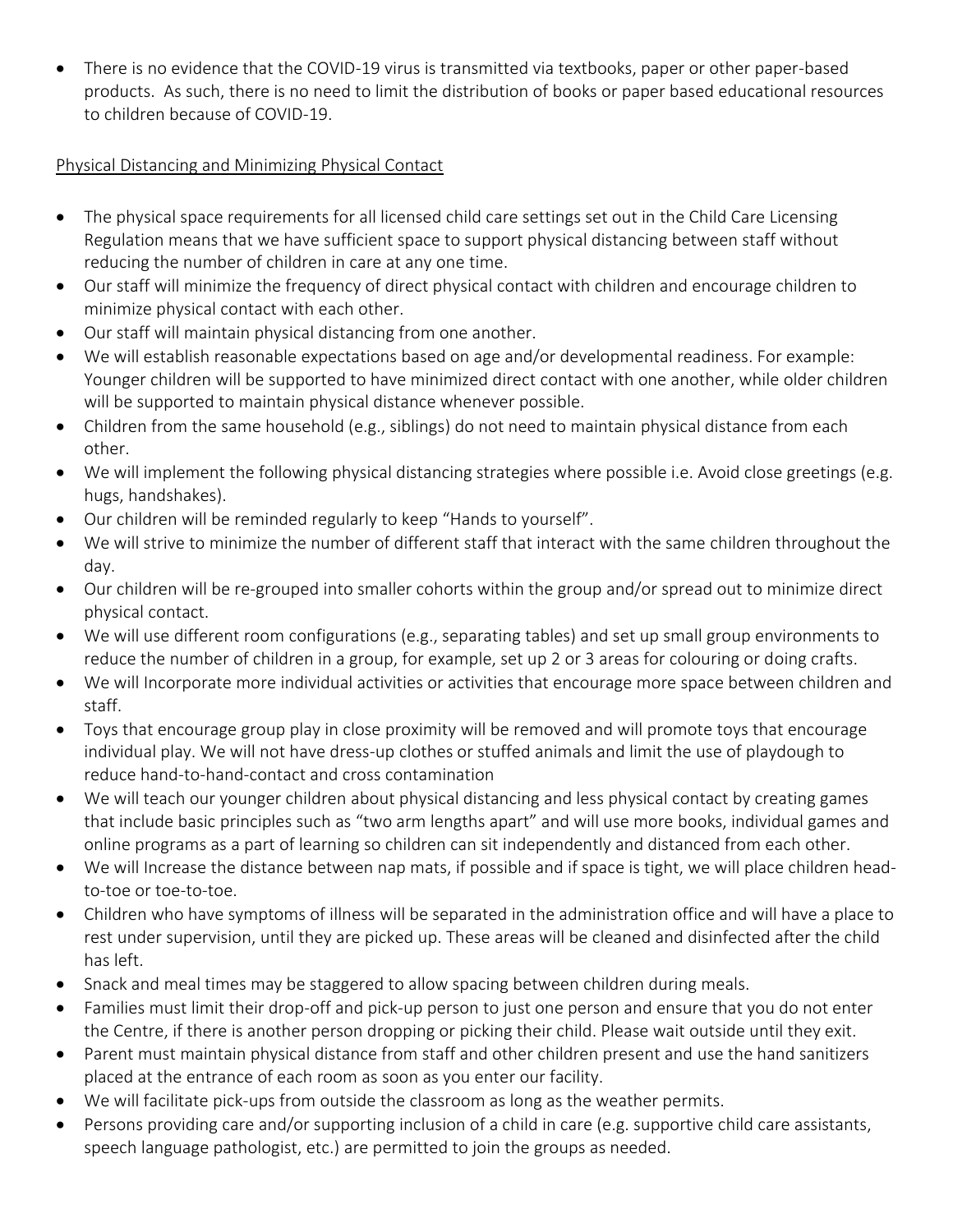- There is no evidence that the COVID-19 virus is transmitted via textbooks, paper or other paper-based products. As such, there is no need to limit the distribution of books or paper based educational resources to children because of COVID-19.

Physical Distancing and Minimizing Physical Contact

- The physical space requirements for all licensed child care settings set out in the Child Care Licensing Regulation means that we have sufficient space to support physical distancing between staff without reducing the number of children in care at any one time.
- Our staff will minimize the frequency of direct physical contact with children and encourage children to minimize physical contact with each other.
- Our staff will maintain physical distancing from one another.
- We will establish reasonable expectations based on age and/or developmental readiness. For example: Younger children will be supported to have minimized direct contact with one another, while older children will be supported to maintain physical distance whenever possible.
- Children from the same household (e.g., siblings) do not need to maintain physical distance from each other.
- We will implement the following physical distancing strategies where possible i.e. Avoid close greetings (e.g. hugs, handshakes).
- Our children will be reminded regularly to keep "Hands to yourself".
- We will strive to minimize the number of different staff that interact with the same children throughout the day.
- Our children will be re-grouped into smaller cohorts within the group and/or spread out to minimize direct physical contact.
- We will use different room configurations (e.g., separating tables) and set up small group environments to reduce the number of children in a group, for example, set up 2 or 3 areas for colouring or doing crafts.
- We will Incorporate more individual activities or activities that encourage more space between children and staff.
- Toys that encourage group play in close proximity will be removed and will promote toys that encourage individual play. We will not have dress-up clothes or stuffed animals and limit the use of playdough to reduce hand-to-hand-contact and cross contamination
- We will teach our younger children about physical distancing and less physical contact by creating games that include basic principles such as "two arm lengths apart" and will use more books, individual games and online programs as a part of learning so children can sit independently and distanced from each other.
- We will Increase the distance between nap mats, if possible and if space is tight, we will place children head-to-toe or toe-to-toe.
- Children who have symptoms of illness will be separated in the administration office and will have a place to rest under supervision, until they are picked up. These areas will be cleaned and disinfected after the child has left.
- Snack and meal times may be staggered to allow spacing between children during meals.
- Families must limit their drop-off and pick-up person to just one person and ensure that you do not enter the Centre, if there is another person dropping or picking their child. Please wait outside until they exit.
- Parent must maintain physical distance from staff and other children present and use the hand sanitizers placed at the entrance of each room as soon as you enter our facility.
- We will facilitate pick-ups from outside the classroom as long as the weather permits.
- Persons providing care and/or supporting inclusion of a child in care (e.g. supportive child care assistants, speech language pathologist, etc.) are permitted to join the groups as needed.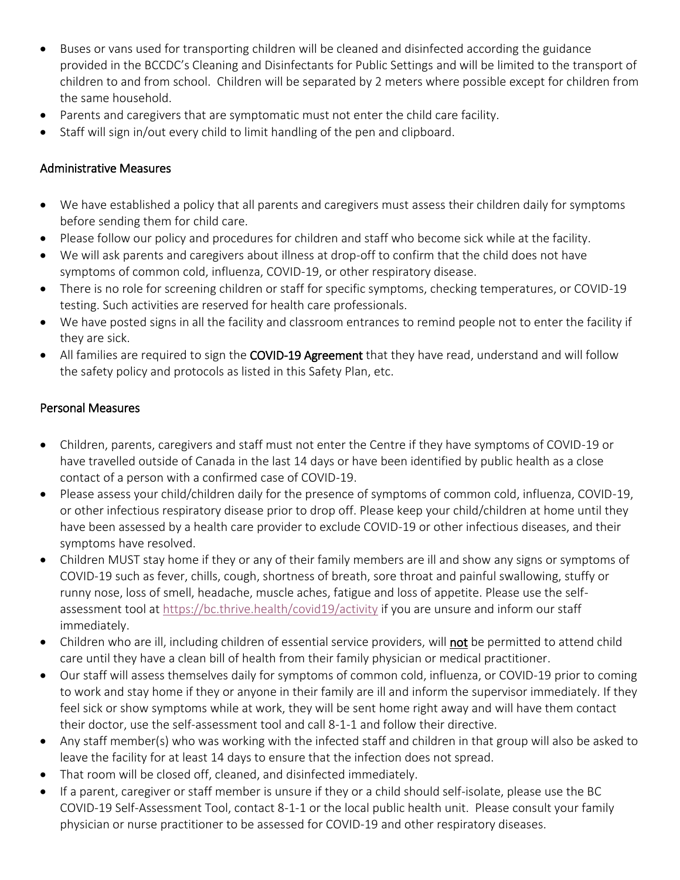- Buses or vans used for transporting children will be cleaned and disinfected according the guidance provided in the BCCDC's Cleaning and Disinfectants for Public Settings and will be limited to the transport of children to and from school. Children will be separated by 2 meters where possible except for children from the same household.
- Parents and caregivers that are symptomatic must not enter the child care facility.
- Staff will sign in/out every child to limit handling of the pen and clipboard.

## Administrative Measures

- We have established a policy that all parents and caregivers must assess their children daily for symptoms before sending them for child care.
- Please follow our policy and procedures for children and staff who become sick while at the facility.
- We will ask parents and caregivers about illness at drop-off to confirm that the child does not have symptoms of common cold, influenza, COVID-19, or other respiratory disease.
- There is no role for screening children or staff for specific symptoms, checking temperatures, or COVID-19 testing. Such activities are reserved for health care professionals.
- We have posted signs in all the facility and classroom entrances to remind people not to enter the facility if they are sick.
- All families are required to sign the **COVID-19 Agreement** that they have read, understand and will follow the safety policy and protocols as listed in this Safety Plan, etc.

## Personal Measures

- Children, parents, caregivers and staff must not enter the Centre if they have symptoms of COVID-19 or have travelled outside of Canada in the last 14 days or have been identified by public health as a close contact of a person with a confirmed case of COVID-19.
- Please assess your child/children daily for the presence of symptoms of common cold, influenza, COVID-19, or other infectious respiratory disease prior to drop off. Please keep your child/children at home until they have been assessed by a health care provider to exclude COVID-19 or other infectious diseases, and their symptoms have resolved.
- Children MUST stay home if they or any of their family members are ill and show any signs or symptoms of COVID-19 such as fever, chills, cough, shortness of breath, sore throat and painful swallowing, stuffy or runny nose, loss of smell, headache, muscle aches, fatigue and loss of appetite. Please use the self-assessment tool at https://bc.thrive.health/covid19/activity if you are unsure and inform our staff immediately.
- Children who are ill, including children of essential service providers, will **not** be permitted to attend child care until they have a clean bill of health from their family physician or medical practitioner.
- Our staff will assess themselves daily for symptoms of common cold, influenza, or COVID-19 prior to coming to work and stay home if they or anyone in their family are ill and inform the supervisor immediately. If they feel sick or show symptoms while at work, they will be sent home right away and will have them contact their doctor, use the self-assessment tool and call 8-1-1 and follow their directive.
- Any staff member(s) who was working with the infected staff and children in that group will also be asked to leave the facility for at least 14 days to ensure that the infection does not spread.
- That room will be closed off, cleaned, and disinfected immediately.
- If a parent, caregiver or staff member is unsure if they or a child should self-isolate, please use the BC COVID-19 Self-Assessment Tool, contact 8-1-1 or the local public health unit. Please consult your family physician or nurse practitioner to be assessed for COVID-19 and other respiratory diseases.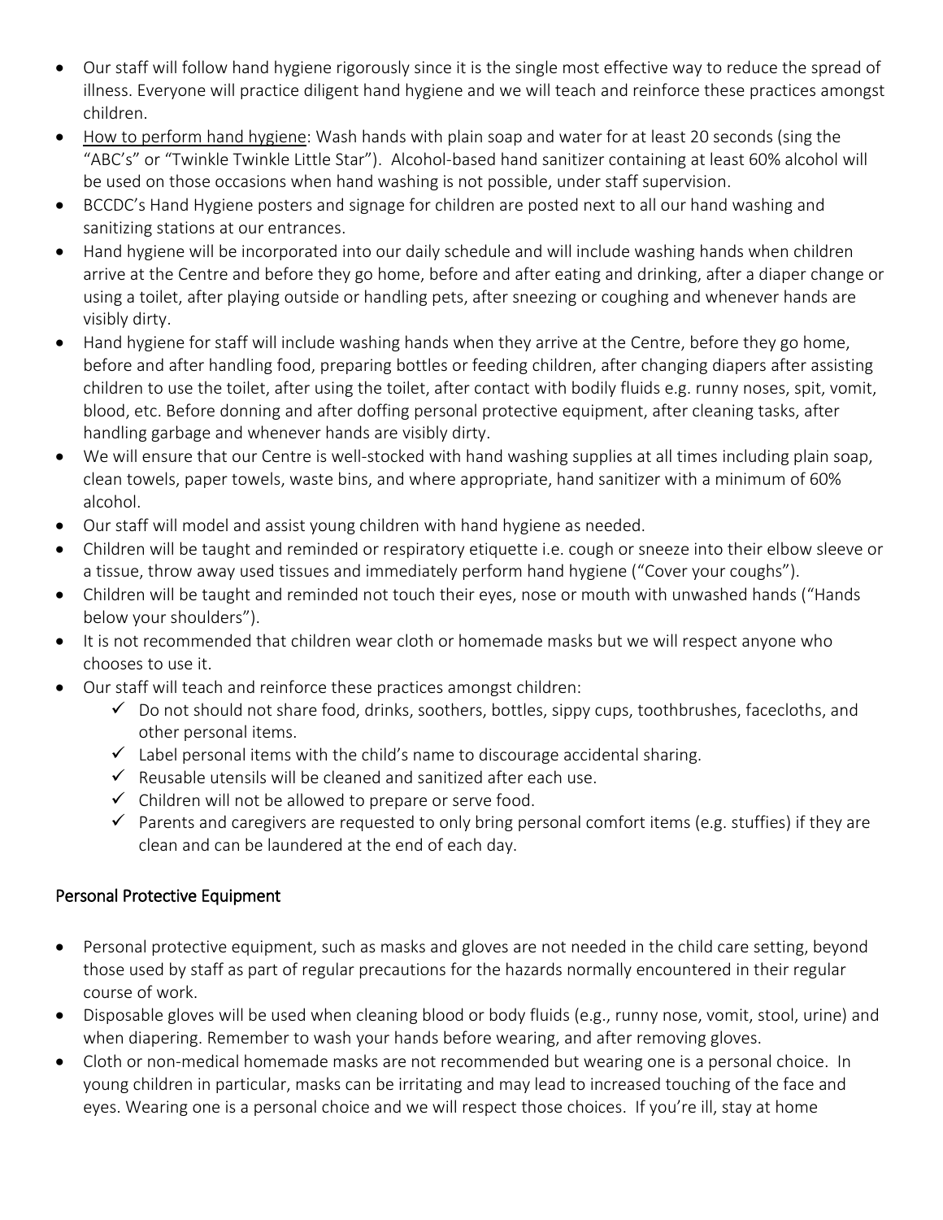- Our staff will follow hand hygiene rigorously since it is the single most effective way to reduce the spread of illness. Everyone will practice diligent hand hygiene and we will teach and reinforce these practices amongst children.
- How to perform hand hygiene: Wash hands with plain soap and water for at least 20 seconds (sing the "ABC's" or "Twinkle Twinkle Little Star"). Alcohol-based hand sanitizer containing at least 60% alcohol will be used on those occasions when hand washing is not possible, under staff supervision.
- BCCDC's Hand Hygiene posters and signage for children are posted next to all our hand washing and sanitizing stations at our entrances.
- Hand hygiene will be incorporated into our daily schedule and will include washing hands when children arrive at the Centre and before they go home, before and after eating and drinking, after a diaper change or using a toilet, after playing outside or handling pets, after sneezing or coughing and whenever hands are visibly dirty.
- Hand hygiene for staff will include washing hands when they arrive at the Centre, before they go home, before and after handling food, preparing bottles or feeding children, after changing diapers after assisting children to use the toilet, after using the toilet, after contact with bodily fluids e.g. runny noses, spit, vomit, blood, etc. Before donning and after doffing personal protective equipment, after cleaning tasks, after handling garbage and whenever hands are visibly dirty.
- We will ensure that our Centre is well-stocked with hand washing supplies at all times including plain soap, clean towels, paper towels, waste bins, and where appropriate, hand sanitizer with a minimum of 60% alcohol.
- Our staff will model and assist young children with hand hygiene as needed.
- Children will be taught and reminded or respiratory etiquette i.e. cough or sneeze into their elbow sleeve or a tissue, throw away used tissues and immediately perform hand hygiene ("Cover your coughs").
- Children will be taught and reminded not touch their eyes, nose or mouth with unwashed hands ("Hands below your shoulders").
- It is not recommended that children wear cloth or homemade masks but we will respect anyone who chooses to use it.
- Our staff will teach and reinforce these practices amongst children:
  - ✓ Do not should not share food, drinks, soothers, bottles, sippy cups, toothbrushes, facecloths, and other personal items.
  - ✓ Label personal items with the child's name to discourage accidental sharing.
  - ✓ Reusable utensils will be cleaned and sanitized after each use.
  - ✓ Children will not be allowed to prepare or serve food.
  - ✓ Parents and caregivers are requested to only bring personal comfort items (e.g. stuffies) if they are clean and can be laundered at the end of each day.

## Personal Protective Equipment

- Personal protective equipment, such as masks and gloves are not needed in the child care setting, beyond those used by staff as part of regular precautions for the hazards normally encountered in their regular course of work.
- Disposable gloves will be used when cleaning blood or body fluids (e.g., runny nose, vomit, stool, urine) and when diapering. Remember to wash your hands before wearing, and after removing gloves.
- Cloth or non-medical homemade masks are not recommended but wearing one is a personal choice. In young children in particular, masks can be irritating and may lead to increased touching of the face and eyes. Wearing one is a personal choice and we will respect those choices. If you're ill, stay at home